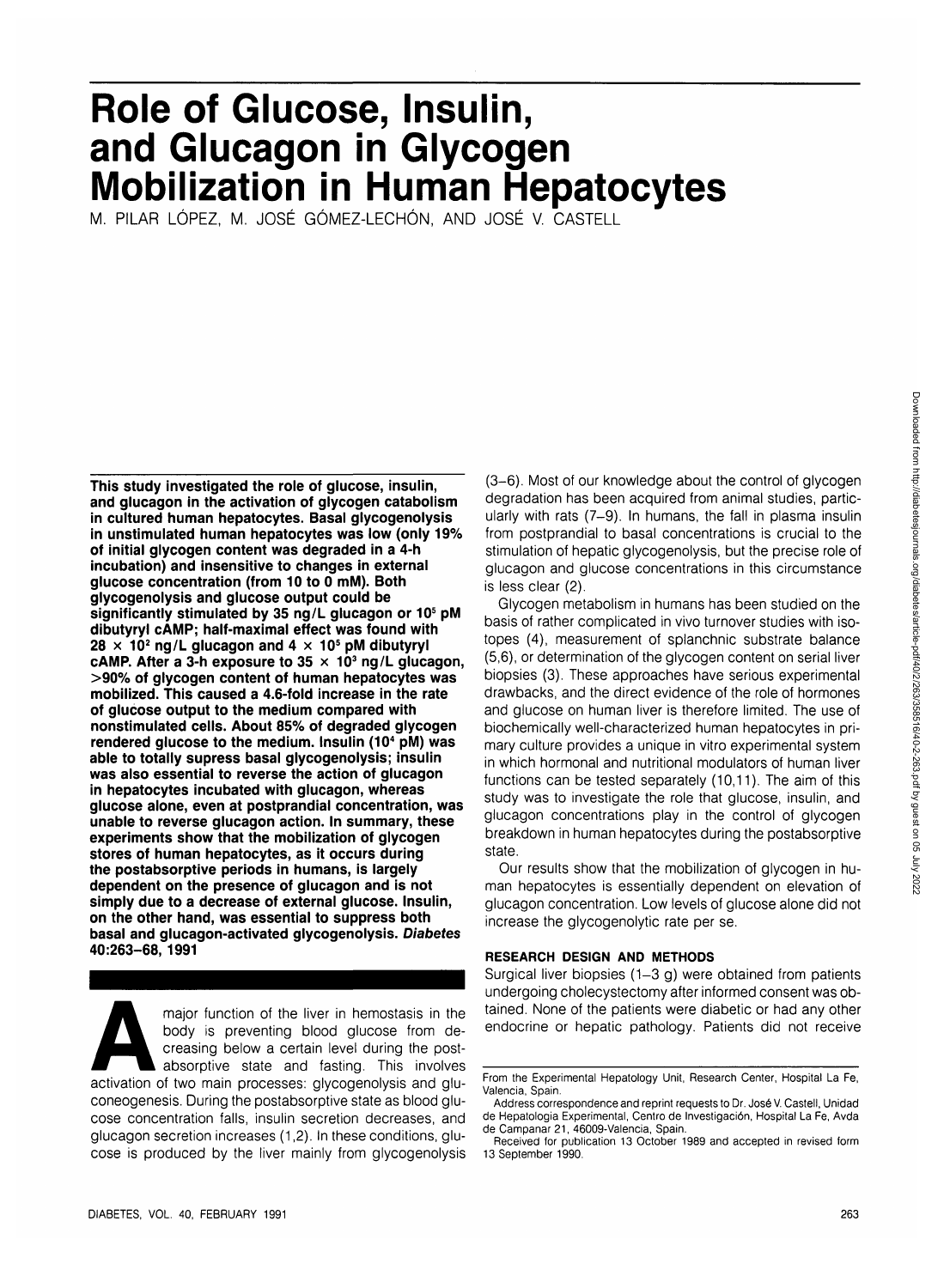# Role of Glucose, Insulin, and Glucagon in Glycogen Mobilization in Human Hepatocytes

M. PILAR LÓPEZ, M. JOSÉ GÓMEZ-LECHÓN, AND JOSÉ V. CASTELL

**This study investigated the role of glucose, insulin, and glucagon in the activation of glycogen catabolism in cultured human hepatocytes. Basal glycogenolysis in unstimulated human hepatocytes was low (only 19% of initial glycogen content was degraded in a 4-h incubation) and insensitive to changes in external glucose concentration (from 10 to 0 mM). Both glycogenolysis and glucose output could be significantly stimulated by 35 ng/L glucagon or $10^5$ pM dibutyryl cAMP; half-maximal effect was found with $28 \times 10^2$ ng/L glucagon and $4 \times 10^5$ pM dibutyryl cAMP. After a 3-h exposure to $35 \times 10^3$ ng/L glucagon, >90% of glycogen content of human hepatocytes was mobilized. This caused a 4.6-fold increase in the rate of glucose output to the medium compared with nonstimulated cells. About 85% of degraded glycogen rendered glucose to the medium. Insulin ($10^4$ pM) was able to totally supress basal glycogenolysis; insulin was also essential to reverse the action of glucagon in hepatocytes incubated with glucagon, whereas glucose alone, even at postprandial concentration, was unable to reverse glucagon action. In summary, these experiments show that the mobilization of glycogen stores of human hepatocytes, as it occurs during the postabsorptive periods in humans, is largely dependent on the presence of glucagon and is not simply due to a decrease of external glucose. Insulin, on the other hand, was essential to suppress both basal and glucagon-activated glycogenolysis.** ***Diabetes* 40:263–68, 1991**

A major function of the liver in hemostasis in the body is preventing blood glucose from decreasing below a certain level during the postabsorptive state and fasting. This involves activation of two main processes: glycogenolysis and gluconeogenesis. During the postabsorptive state as blood glucose concentration falls, insulin secretion decreases, and glucagon secretion increases (1,2). In these conditions, glucose is produced by the liver mainly from glycogenolysis (3–6). Most of our knowledge about the control of glycogen degradation has been acquired from animal studies, particularly with rats (7–9). In humans, the fall in plasma insulin from postprandial to basal concentrations is crucial to the stimulation of hepatic glycogenolysis, but the precise role of glucagon and glucose concentrations in this circumstance is less clear (2).

Glycogen metabolism in humans has been studied on the basis of rather complicated in vivo turnover studies with isotopes (4), measurement of splanchnic substrate balance (5,6), or determination of the glycogen content on serial liver biopsies (3). These approaches have serious experimental drawbacks, and the direct evidence of the role of hormones and glucose on human liver is therefore limited. The use of biochemically well-characterized human hepatocytes in primary culture provides a unique in vitro experimental system in which hormonal and nutritional modulators of human liver functions can be tested separately (10,11). The aim of this study was to investigate the role that glucose, insulin, and glucagon concentrations play in the control of glycogen breakdown in human hepatocytes during the postabsorptive state.

Our results show that the mobilization of glycogen in human hepatocytes is essentially dependent on elevation of glucagon concentration. Low levels of glucose alone did not increase the glycogenolytic rate per se.

## RESEARCH DESIGN AND METHODS

Surgical liver biopsies (1–3 g) were obtained from patients undergoing cholecystectomy after informed consent was obtained. None of the patients were diabetic or had any other endocrine or hepatic pathology. Patients did not receive

From the Experimental Hepatology Unit, Research Center, Hospital La Fe, Valencia, Spain.

Address correspondence and reprint requests to Dr. José V. Castell, Unidad de Hepatología Experimental, Centro de Investigación, Hospital La Fe, Avda de Campanar 21, 46009-Valencia, Spain.

Received for publication 13 October 1989 and accepted in revised form 13 September 1990.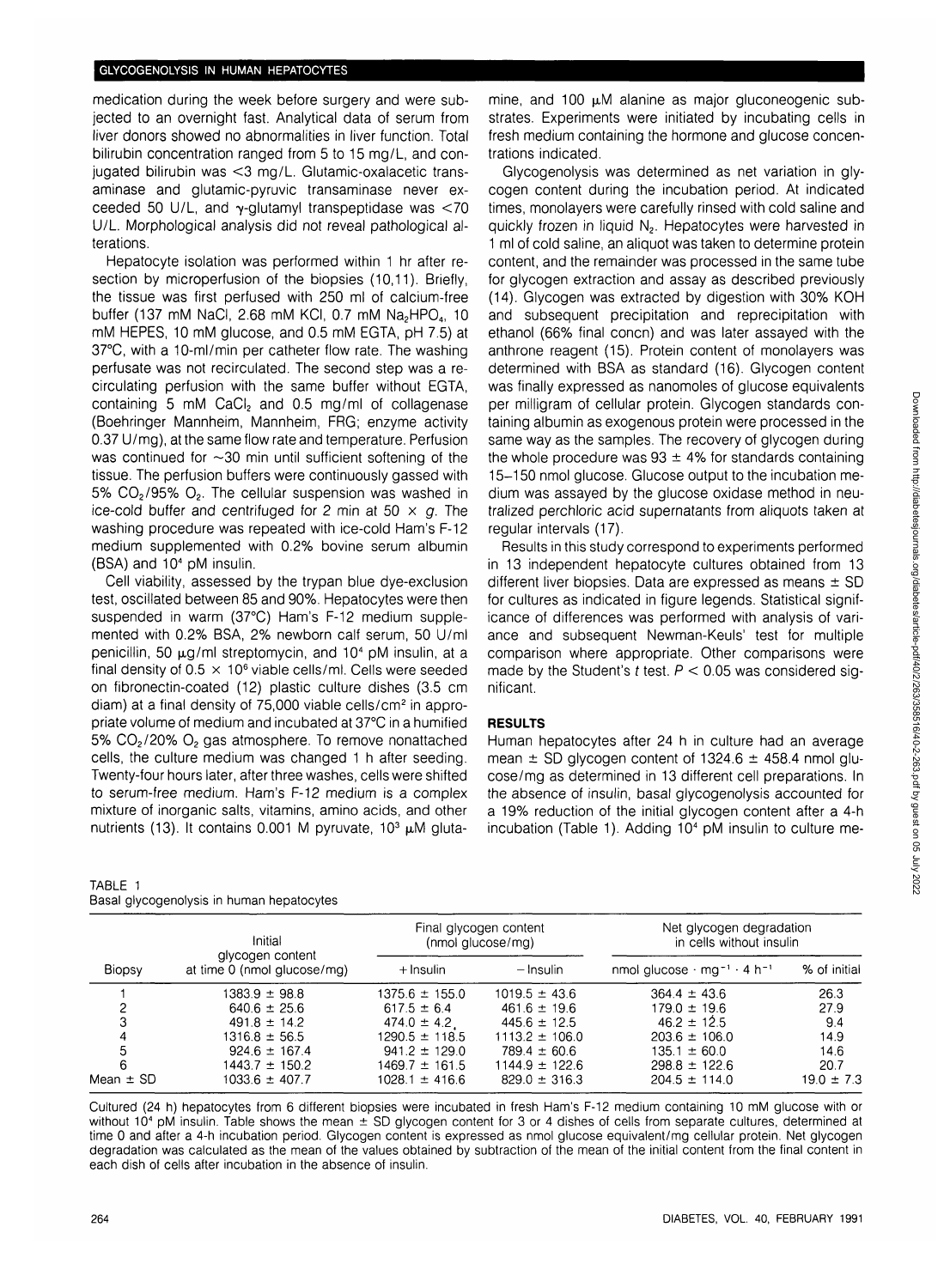medication during the week before surgery and were subjected to an overnight fast. Analytical data of serum from liver donors showed no abnormalities in liver function. Total bilirubin concentration ranged from 5 to 15 mg/L, and conjugated bilirubin was <3 mg/L. Glutamic-oxalacetic transaminase and glutamic-pyruvic transaminase never exceeded 50 U/L, and γ-glutamyl transpeptidase was <70 U/L. Morphological analysis did not reveal pathological alterations.

Hepatocyte isolation was performed within 1 hr after resection by microperfusion of the biopsies (10,11). Briefly, the tissue was first perfused with 250 ml of calcium-free buffer (137 mM NaCl, 2.68 mM KCl, 0.7 mM $Na_2HPO_4$, 10 mM HEPES, 10 mM glucose, and 0.5 mM EGTA, pH 7.5) at 37°C, with a 10-ml/min per catheter flow rate. The washing perfusate was not recirculated. The second step was a recirculating perfusion with the same buffer without EGTA, containing 5 mM $CaCl_2$ and 0.5 mg/ml of collagenase (Boehringer Mannheim, Mannheim, FRG; enzyme activity 0.37 U/mg), at the same flow rate and temperature. Perfusion was continued for ~30 min until sufficient softening of the tissue. The perfusion buffers were continuously gassed with 5% $CO_2$/95% $O_2$. The cellular suspension was washed in ice-cold buffer and centrifuged for 2 min at 50 × *g*. The washing procedure was repeated with ice-cold Ham's F-12 medium supplemented with 0.2% bovine serum albumin (BSA) and $10^4$ pM insulin.

Cell viability, assessed by the trypan blue dye-exclusion test, oscillated between 85 and 90%. Hepatocytes were then suspended in warm (37°C) Ham's F-12 medium supplemented with 0.2% BSA, 2% newborn calf serum, 50 U/ml penicillin, 50 μg/ml streptomycin, and $10^4$ pM insulin, at a final density of $0.5 \times 10^6$ viable cells/ml. Cells were seeded on fibronectin-coated (12) plastic culture dishes (3.5 cm diam) at a final density of 75,000 viable cells/cm² in appropriate volume of medium and incubated at 37°C in a humified 5% $CO_2$/20% $O_2$ gas atmosphere. To remove nonattached cells, the culture medium was changed 1 h after seeding. Twenty-four hours later, after three washes, cells were shifted to serum-free medium. Ham's F-12 medium is a complex mixture of inorganic salts, vitamins, amino acids, and other nutrients (13). It contains 0.001 M pyruvate, $10^3$ μM glutamine, and 100 μM alanine as major gluconeogenic substrates. Experiments were initiated by incubating cells in fresh medium containing the hormone and glucose concentrations indicated.

Glycogenolysis was determined as net variation in glycogen content during the incubation period. At indicated times, monolayers were carefully rinsed with cold saline and quickly frozen in liquid $N_2$. Hepatocytes were harvested in 1 ml of cold saline, an aliquot was taken to determine protein content, and the remainder was processed in the same tube for glycogen extraction and assay as described previously (14). Glycogen was extracted by digestion with 30% KOH and subsequent precipitation and reprecipitation with ethanol (66% final concn) and was later assayed with the anthrone reagent (15). Protein content of monolayers was determined with BSA as standard (16). Glycogen content was finally expressed as nanomoles of glucose equivalents per milligram of cellular protein. Glycogen standards containing albumin as exogenous protein were processed in the same way as the samples. The recovery of glycogen during the whole procedure was 93 ± 4% for standards containing 15–150 nmol glucose. Glucose output to the incubation medium was assayed by the glucose oxidase method in neutralized perchloric acid supernatants from aliquots taken at regular intervals (17).

Results in this study correspond to experiments performed in 13 independent hepatocyte cultures obtained from 13 different liver biopsies. Data are expressed as means ± SD for cultures as indicated in figure legends. Statistical significance of differences was performed with analysis of variance and subsequent Newman-Keuls' test for multiple comparison where appropriate. Other comparisons were made by the Student's *t* test. $P < 0.05$ was considered significant.

## RESULTS

Human hepatocytes after 24 h in culture had an average mean ± SD glycogen content of 1324.6 ± 458.4 nmol glucose/mg as determined in 13 different cell preparations. In the absence of insulin, basal glycogenolysis accounted for a 19% reduction of the initial glycogen content after a 4-h incubation (Table 1). Adding $10^4$ pM insulin to culture me-

TABLE 1
Basal glycogenolysis in human hepatocytes

| Biopsy | Initial glycogen content at time 0 (nmol glucose/mg) | Final glycogen content (nmol glucose/mg) | | Net glycogen degradation in cells without insulin | |
|---|---|---|---|---|---|
| | | + Insulin | − Insulin | nmol glucose · $mg^{-1}$ · 4 $h^{-1}$ | % of initial |
| 1 | 1383.9 ± 98.8 | 1375.6 ± 155.0 | 1019.5 ± 43.6 | 364.4 ± 43.6 | 26.3 |
| 2 | 640.6 ± 25.6 | 617.5 ± 6.4 | 461.6 ± 19.6 | 179.0 ± 19.6 | 27.9 |
| 3 | 491.8 ± 14.2 | 474.0 ± 4.2 | 445.6 ± 12.5 | 46.2 ± 12.5 | 9.4 |
| 4 | 1316.8 ± 56.5 | 1290.5 ± 118.5 | 1113.2 ± 106.0 | 203.6 ± 106.0 | 14.9 |
| 5 | 924.6 ± 167.4 | 941.2 ± 129.0 | 789.4 ± 60.6 | 135.1 ± 60.0 | 14.6 |
| 6 | 1443.7 ± 150.2 | 1469.7 ± 161.5 | 1144.9 ± 122.6 | 298.8 ± 122.6 | 20.7 |
| Mean ± SD | 1033.6 ± 407.7 | 1028.1 ± 416.6 | 829.0 ± 316.3 | 204.5 ± 114.0 | 19.0 ± 7.3 |

Cultured (24 h) hepatocytes from 6 different biopsies were incubated in fresh Ham's F-12 medium containing 10 mM glucose with or without $10^4$ pM insulin. Table shows the mean ± SD glycogen content for 3 or 4 dishes of cells from separate cultures, determined at time 0 and after a 4-h incubation period. Glycogen content is expressed as nmol glucose equivalent/mg cellular protein. Net glycogen degradation was calculated as the mean of the values obtained by subtraction of the mean of the initial content from the final content in each dish of cells after incubation in the absence of insulin.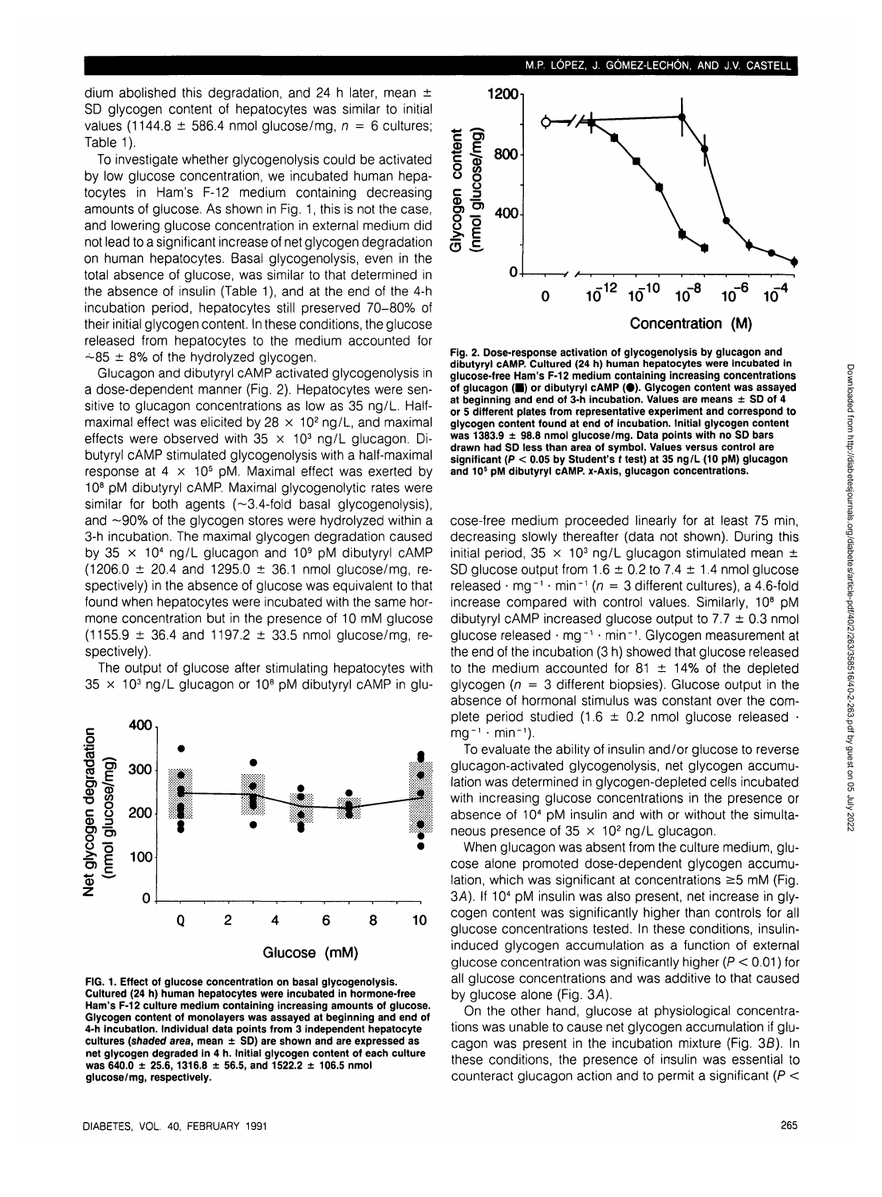dium abolished this degradation, and 24 h later, mean ± SD glycogen content of hepatocytes was similar to initial values (1144.8 ± 586.4 nmol glucose/mg, $n = 6$ cultures; Table 1).

To investigate whether glycogenolysis could be activated by low glucose concentration, we incubated human hepatocytes in Ham's F-12 medium containing decreasing amounts of glucose. As shown in Fig. 1, this is not the case, and lowering glucose concentration in external medium did not lead to a significant increase of net glycogen degradation on human hepatocytes. Basal glycogenolysis, even in the total absence of glucose, was similar to that determined in the absence of insulin (Table 1), and at the end of the 4-h incubation period, hepatocytes still preserved 70–80% of their initial glycogen content. In these conditions, the glucose released from hepatocytes to the medium accounted for ~85 ± 8% of the hydrolyzed glycogen.

Glucagon and dibutyryl cAMP activated glycogenolysis in a dose-dependent manner (Fig. 2). Hepatocytes were sensitive to glucagon concentrations as low as 35 ng/L. Half-maximal effect was elicited by $28 \times 10^2$ ng/L, and maximal effects were observed with $35 \times 10^3$ ng/L glucagon. Dibutyryl cAMP stimulated glycogenolysis with a half-maximal response at $4 \times 10^5$ pM. Maximal effect was exerted by $10^8$ pM dibutyryl cAMP. Maximal glycogenolytic rates were similar for both agents (~3.4-fold basal glycogenolysis), and ~90% of the glycogen stores were hydrolyzed within a 3-h incubation. The maximal glycogen degradation caused by $35 \times 10^4$ ng/L glucagon and $10^9$ pM dibutyryl cAMP (1206.0 ± 20.4 and 1295.0 ± 36.1 nmol glucose/mg, respectively) in the absence of glucose was equivalent to that found when hepatocytes were incubated with the same hormone concentration but in the presence of 10 mM glucose (1155.9 ± 36.4 and 1197.2 ± 33.5 nmol glucose/mg, respectively).

The output of glucose after stimulating hepatocytes with $35 \times 10^3$ ng/L glucagon or $10^8$ pM dibutyryl cAMP in glucose-free medium proceeded linearly for at least 75 min, decreasing slowly thereafter (data not shown). During this initial period, $35 \times 10^3$ ng/L glucagon stimulated mean ± SD glucose output from 1.6 ± 0.2 to 7.4 ± 1.4 nmol glucose released · $mg^{-1} \cdot min^{-1}$ ($n = 3$ different cultures), a 4.6-fold increase compared with control values. Similarly, $10^8$ pM dibutyryl cAMP increased glucose output to 7.7 ± 0.3 nmol glucose released · $mg^{-1} \cdot min^{-1}$. Glycogen measurement at the end of the incubation (3 h) showed that glucose released to the medium accounted for 81 ± 14% of the depleted glycogen ($n = 3$ different biopsies). Glucose output in the absence of hormonal stimulus was constant over the complete period studied (1.6 ± 0.2 nmol glucose released · $mg^{-1} \cdot min^{-1}$).

To evaluate the ability of insulin and/or glucose to reverse glucagon-activated glycogenolysis, net glycogen accumulation was determined in glycogen-depleted cells incubated with increasing glucose concentrations in the presence or absence of $10^4$ pM insulin and with or without the simultaneous presence of $35 \times 10^2$ ng/L glucagon.

When glucagon was absent from the culture medium, glucose alone promoted dose-dependent glycogen accumulation, which was significant at concentrations ≥5 mM (Fig. 3*A*). If $10^4$ pM insulin was also present, net increase in glycogen content was significantly higher than controls for all glucose concentrations tested. In these conditions, insulin-induced glycogen accumulation as a function of external glucose concentration was significantly higher ($P < 0.01$) for all glucose concentrations and was additive to that caused by glucose alone (Fig. 3*A*).

On the other hand, glucose at physiological concentrations was unable to cause net glycogen accumulation if glucagon was present in the incubation mixture (Fig. 3*B*). In these conditions, the presence of insulin was essential to counteract glucagon action and to permit a significant ($P <$

**FIG. 1. Effect of glucose concentration on basal glycogenolysis.** Cultured (24 h) human hepatocytes were incubated in hormone-free Ham's F-12 culture medium containing increasing amounts of glucose. Glycogen content of monolayers was assayed at beginning and end of 4-h incubation. Individual data points from 3 independent hepatocyte cultures (*shaded area*, mean ± SD) are shown and are expressed as net glycogen degraded in 4 h. Initial glycogen content of each culture was 640.0 ± 25.6, 1316.8 ± 56.5, and 1522.2 ± 106.5 nmol glucose/mg, respectively.

**Fig. 2. Dose-response activation of glycogenolysis by glucagon and dibutyryl cAMP.** Cultured (24 h) human hepatocytes were incubated in glucose-free Ham's F-12 medium containing increasing concentrations of glucagon (■) or dibutyryl cAMP (●). Glycogen content was assayed at beginning and end of 3-h incubation. Values are means ± SD of 4 or 5 different plates from representative experiment and correspond to glycogen content found at end of incubation. Initial glycogen content was 1383.9 ± 98.8 nmol glucose/mg. Data points with no SD bars drawn had SD less than area of symbol. Values versus control are significant ($P < 0.05$ by Student's *t* test) at 35 ng/L (10 pM) glucagon and $10^5$ pM dibutyryl cAMP. x-Axis, glucagon concentrations.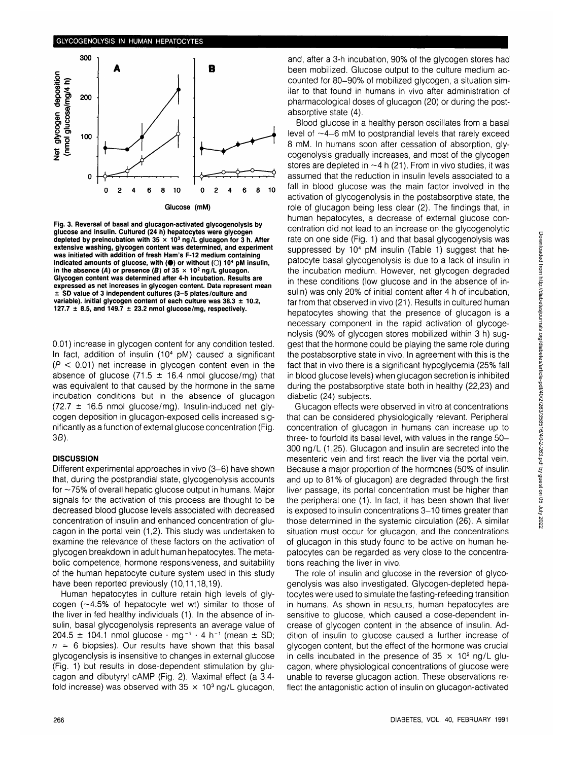Fig. 3. Reversal of basal and glucagon-activated glycogenolysis by glucose and insulin. Cultured (24 h) hepatocytes were glycogen depleted by preincubation with $35 \times 10^3$ ng/L glucagon for 3 h. After extensive washing, glycogen content was determined, and experiment was initiated with addition of fresh Ham's F-12 medium containing indicated amounts of glucose, with (●) or without (○) $10^4$ pM insulin, in the absence (*A*) or presence (*B*) of $35 \times 10^2$ ng/L glucagon. Glycogen content was determined after 4-h incubation. Results are expressed as net increases in glycogen content. Data represent mean ± SD value of 3 independent cultures (3–5 plates/culture and variable). Initial glycogen content of each culture was 38.3 ± 10.2, 127.7 ± 8.5, and 149.7 ± 23.2 nmol glucose/mg, respectively.

0.01) increase in glycogen content for any condition tested. In fact, addition of insulin ($10^4$ pM) caused a significant ($P < 0.01$) net increase in glycogen content even in the absence of glucose (71.5 ± 16.4 nmol glucose/mg) that was equivalent to that caused by the hormone in the same incubation conditions but in the absence of glucagon (72.7 ± 16.5 nmol glucose/mg). Insulin-induced net glycogen deposition in glucagon-exposed cells increased significantly as a function of external glucose concentration (Fig. 3*B*).

## DISCUSSION

Different experimental approaches in vivo (3–6) have shown that, during the postprandial state, glycogenolysis accounts for ~75% of overall hepatic glucose output in humans. Major signals for the activation of this process are thought to be decreased blood glucose levels associated with decreased concentration of insulin and enhanced concentration of glucagon in the portal vein (1,2). This study was undertaken to examine the relevance of these factors on the activation of glycogen breakdown in adult human hepatocytes. The metabolic competence, hormone responsiveness, and suitability of the human hepatocyte culture system used in this study have been reported previously (10,11,18,19).

Human hepatocytes in culture retain high levels of glycogen (~4.5% of hepatocyte wet wt) similar to those of the liver in fed healthy individuals (1). In the absence of insulin, basal glycogenolysis represents an average value of 204.5 ± 104.1 nmol glucose · $mg^{-1}$ · 4 $h^{-1}$ (mean ± SD; $n = 6$ biopsies). Our results have shown that this basal glycogenolysis is insensitive to changes in external glucose (Fig. 1) but results in dose-dependent stimulation by glucagon and dibutyryl cAMP (Fig. 2). Maximal effect (a 3.4-fold increase) was observed with $35 \times 10^3$ ng/L glucagon, and, after a 3-h incubation, 90% of the glycogen stores had been mobilized. Glucose output to the culture medium accounted for 80–90% of mobilized glycogen, a situation similar to that found in humans in vivo after administration of pharmacological doses of glucagon (20) or during the postabsorptive state (4).

Blood glucose in a healthy person oscillates from a basal level of ~4–6 mM to postprandial levels that rarely exceed 8 mM. In humans soon after cessation of absorption, glycogenolysis gradually increases, and most of the glycogen stores are depleted in ~4 h (21). From in vivo studies, it was assumed that the reduction in insulin levels associated to a fall in blood glucose was the main factor involved in the activation of glycogenolysis in the postabsorptive state, the role of glucagon being less clear (2). The findings that, in human hepatocytes, a decrease of external glucose concentration did not lead to an increase on the glycogenolytic rate on one side (Fig. 1) and that basal glycogenolysis was suppressed by $10^4$ pM insulin (Table 1) suggest that hepatocyte basal glycogenolysis is due to a lack of insulin in the incubation medium. However, net glycogen degraded in these conditions (low glucose and in the absence of insulin) was only 20% of initial content after 4 h of incubation, far from that observed in vivo (21). Results in cultured human hepatocytes showing that the presence of glucagon is a necessary component in the rapid activation of glycogenolysis (90% of glycogen stores mobilized within 3 h) suggest that the hormone could be playing the same role during the postabsorptive state in vivo. In agreement with this is the fact that in vivo there is a significant hypoglycemia (25% fall in blood glucose levels) when glucagon secretion is inhibited during the postabsorptive state both in healthy (22,23) and diabetic (24) subjects.

Glucagon effects were observed in vitro at concentrations that can be considered physiologically relevant. Peripheral concentration of glucagon in humans can increase up to three- to fourfold its basal level, with values in the range 50–300 ng/L (1,25). Glucagon and insulin are secreted into the mesenteric vein and first reach the liver via the portal vein. Because a major proportion of the hormones (50% of insulin and up to 81% of glucagon) are degraded through the first liver passage, its portal concentration must be higher than the peripheral one (1). In fact, it has been shown that liver is exposed to insulin concentrations 3–10 times greater than those determined in the systemic circulation (26). A similar situation must occur for glucagon, and the concentrations of glucagon in this study found to be active on human hepatocytes can be regarded as very close to the concentrations reaching the liver in vivo.

The role of insulin and glucose in the reversion of glycogenolysis was also investigated. Glycogen-depleted hepatocytes were used to simulate the fasting-refeeding transition in humans. As shown in RESULTS, human hepatocytes are sensitive to glucose, which caused a dose-dependent increase of glycogen content in the absence of insulin. Addition of insulin to glucose caused a further increase of glycogen content, but the effect of the hormone was crucial in cells incubated in the presence of $35 \times 10^2$ ng/L glucagon, where physiological concentrations of glucose were unable to reverse glucagon action. These observations reflect the antagonistic action of insulin on glucagon-activated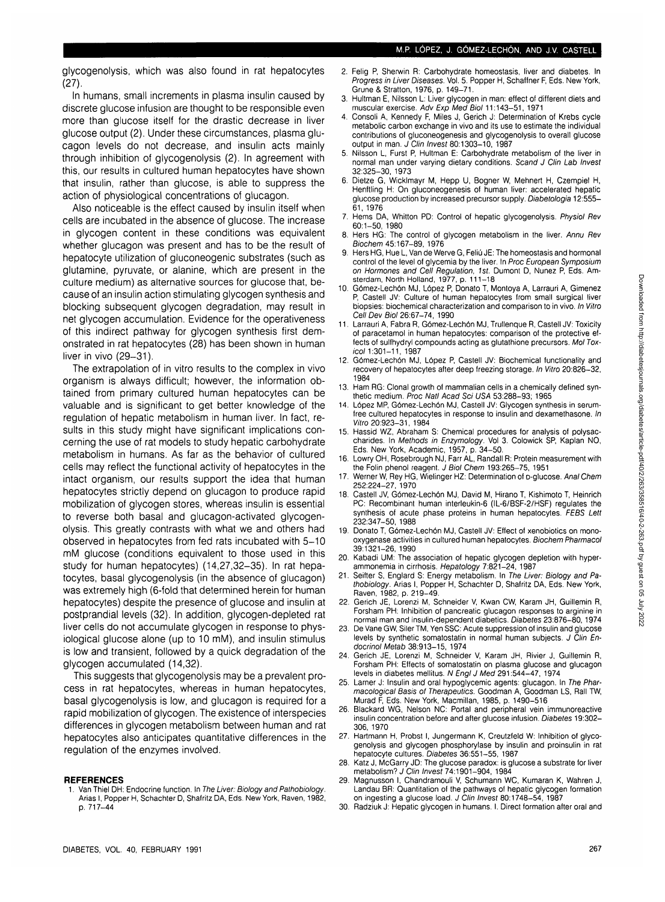glycogenolysis, which was also found in rat hepatocytes (27).

In humans, small increments in plasma insulin caused by discrete glucose infusion are thought to be responsible even more than glucose itself for the drastic decrease in liver glucose output (2). Under these circumstances, plasma glucagon levels do not decrease, and insulin acts mainly through inhibition of glycogenolysis (2). In agreement with this, our results in cultured human hepatocytes have shown that insulin, rather than glucose, is able to suppress the action of physiological concentrations of glucagon.

Also noticeable is the effect caused by insulin itself when cells are incubated in the absence of glucose. The increase in glycogen content in these conditions was equivalent whether glucagon was present and has to be the result of hepatocyte utilization of gluconeogenic substrates (such as glutamine, pyruvate, or alanine, which are present in the culture medium) as alternative sources for glucose that, because of an insulin action stimulating glycogen synthesis and blocking subsequent glycogen degradation, may result in net glycogen accumulation. Evidence for the operativeness of this indirect pathway for glycogen synthesis first demonstrated in rat hepatocytes (28) has been shown in human liver in vivo (29–31).

The extrapolation of in vitro results to the complex in vivo organism is always difficult; however, the information obtained from primary cultured human hepatocytes can be valuable and is significant to get better knowledge of the regulation of hepatic metabolism in human liver. In fact, results in this study might have significant implications concerning the use of rat models to study hepatic carbohydrate metabolism in humans. As far as the behavior of cultured cells may reflect the functional activity of hepatocytes in the intact organism, our results support the idea that human hepatocytes strictly depend on glucagon to produce rapid mobilization of glycogen stores, whereas insulin is essential to reverse both basal and glucagon-activated glycogenolysis. This greatly contrasts with what we and others had observed in hepatocytes from fed rats incubated with 5–10 mM glucose (conditions equivalent to those used in this study for human hepatocytes) (14,27,32–35). In rat hepatocytes, basal glycogenolysis (in the absence of glucagon) was extremely high (6-fold that determined herein for human hepatocytes) despite the presence of glucose and insulin at postprandial levels (32). In addition, glycogen-depleted rat liver cells do not accumulate glycogen in response to physiological glucose alone (up to 10 mM), and insulin stimulus is low and transient, followed by a quick degradation of the glycogen accumulated (14,32).

This suggests that glycogenolysis may be a prevalent process in rat hepatocytes, whereas in human hepatocytes, basal glycogenolysis is low, and glucagon is required for a rapid mobilization of glycogen. The existence of interspecies differences in glycogen metabolism between human and rat hepatocytes also anticipates quantitative differences in the regulation of the enzymes involved.

## REFERENCES

1. Van Thiel DH: Endocrine function. In *The Liver: Biology and Pathobiology*. Arias I, Popper H, Schachter D, Shafritz DA, Eds. New York, Raven, 1982, p. 717–44
2. Felig P, Sherwin R: Carbohydrate homeostasis, liver and diabetes. In *Progress in Liver Diseases*. Vol. 5. Popper H, Schaffner F, Eds. New York, Grune & Stratton, 1976, p. 149–71.
3. Hultman E, Nilsson L: Liver glycogen in man: effect of different diets and muscular exercise. *Adv Exp Med Biol* 11:143–51, 1971
4. Consoli A, Kennedy F, Miles J, Gerich J: Determination of Krebs cycle metabolic carbon exchange in vivo and its use to estimate the individual contributions of gluconeogenesis and glycogenolysis to overall glucose output in man. *J Clin Invest* 80:1303–10, 1987
5. Nilsson L, Furst P, Hultman E: Carbohydrate metabolism of the liver in normal man under varying dietary conditions. *Scand J Clin Lab Invest* 32:325–30, 1973
6. Dietze G, Wicklmayr M, Hepp U, Bogner W, Mehnert H, Czempiel H, Henftling H: On gluconeogenesis of human liver: accelerated hepatic glucose production by increased precursor supply. *Diabetologia* 12:555–61, 1976
7. Hems DA, Whitton PD: Control of hepatic glycogenolysis. *Physiol Rev* 60:1–50, 1980
8. Hers HG: The control of glycogen metabolism in the liver. *Annu Rev Biochem* 45:167–89, 1976
9. Hers HG, Hue L, Van de Werve G, Feliú JE: The homeostasis and hormonal control of the level of glycemia by the liver. In *Proc European Symposium on Hormones and Cell Regulation, 1st*. Dumont D, Nunez P, Eds. Amsterdam, North Holland, 1977, p. 111–18
10. Gómez-Lechón MJ, López P, Donato T, Montoya A, Larrauri A, Gimenez P, Castell JV: Culture of human hepatocytes from small surgical liver biopsies: biochemical characterization and comparison to in vivo. *In Vitro Cell Dev Biol* 26:67–74, 1990
11. Larrauri A, Fabra R, Gómez-Lechón MJ, Trullenque R, Castell JV: Toxicity of paracetamol in human hepatocytes: comparison of the protective effects of sulfhydryl compounds acting as glutathione precursors. *Mol Toxicol* 1:301–11, 1987
12. Gómez-Lechón MJ, López P, Castell JV: Biochemical functionality and recovery of hepatocytes after deep freezing storage. *In Vitro* 20:826–32, 1984
13. Ham RG: Clonal growth of mammalian cells in a chemically defined synthetic medium. *Proc Natl Acad Sci USA* 53:288–93; 1965
14. López MP, Gómez-Lechón MJ, Castell JV: Glycogen synthesis in serum-free cultured hepatocytes in response to insulin and dexamethasone. *In Vitro* 20:923–31, 1984
15. Hassid WZ, Abraham S: Chemical procedures for analysis of polysaccharides. In *Methods in Enzymology*. Vol 3. Colowick SP, Kaplan NO, Eds. New York, Academic, 1957, p. 34–50.
16. Lowry OH, Rosebrough NJ, Farr AL, Randall R: Protein measurement with the Folin phenol reagent. *J Biol Chem* 193:265–75, 1951
17. Werner W, Rey HG, Wielinger HZ: Determination of D-glucose. *Anal Chem* 252:224–27, 1970
18. Castell JV, Gómez-Lechón MJ, David M, Hirano T, Kishimoto T, Heinrich PC: Recombinant human interleukin-6 (IL-6/BSF-2/HSF) regulates the synthesis of acute phase proteins in human hepatocytes. *FEBS Lett* 232:347–50, 1988
19. Donato T, Gómez-Lechón MJ, Castell JV: Effect of xenobiotics on monooxygenase activities in cultured human hepatocytes. *Biochem Pharmacol* 39:1321–26, 1990
20. Kabadi UM: The association of hepatic glycogen depletion with hyperammonemia in cirrhosis. *Hepatology* 7:821–24, 1987
21. Seifter S, Englard S: Energy metabolism. In *The Liver: Biology and Pathobiology*. Arias I, Popper H, Schachter D, Shafritz DA, Eds. New York, Raven, 1982, p. 219–49.
22. Gerich JE, Lorenzi M, Schneider V, Kwan CW, Karam JH, Guillemin R, Forsham PH: Inhibition of pancreatic glucagon responses to arginine in normal man and insulin-dependent diabetics. *Diabetes* 23:876–80, 1974
23. De Vane GW, Siler TM, Yen SSC: Acute suppression of insulin and glucose levels by synthetic somatostatin in normal human subjects. *J Clin Endocrinol Metab* 38:913–15, 1974
24. Gerich JE, Lorenzi M, Schneider V, Karam JH, Rivier J, Guillemin R, Forsham PH: Effects of somatostatin on plasma glucose and glucagon levels in diabetes mellitus. *N Engl J Med* 291:544–47, 1974
25. Larner J: Insulin and oral hypoglycemic agents: glucagon. In *The Pharmacological Basis of Therapeutics*. Goodman A, Goodman LS, Rall TW, Murad F, Eds. New York, Macmillan, 1985, p. 1490–516
26. Blackard WG, Nelson NC: Portal and peripheral vein immunoreactive insulin concentration before and after glucose infusion. *Diabetes* 19:302–306, 1970
27. Hartmann H, Probst I, Jungermann K, Creutzfeld W: Inhibition of glycogenolysis and glycogen phosphorylase by insulin and proinsulin in rat hepatocyte cultures. *Diabetes* 36:551–55, 1987
28. Katz J, McGarry JD: The glucose paradox: is glucose a substrate for liver metabolism? *J Clin Invest* 74:1901–904, 1984
29. Magnusson I, Chandramouli V, Schumann WC, Kumaran K, Wahren J, Landau BR: Quantitation of the pathways of hepatic glycogen formation on ingesting a glucose load. *J Clin Invest* 80:1748–54, 1987
30. Radziuk J: Hepatic glycogen in humans. I. Direct formation after oral and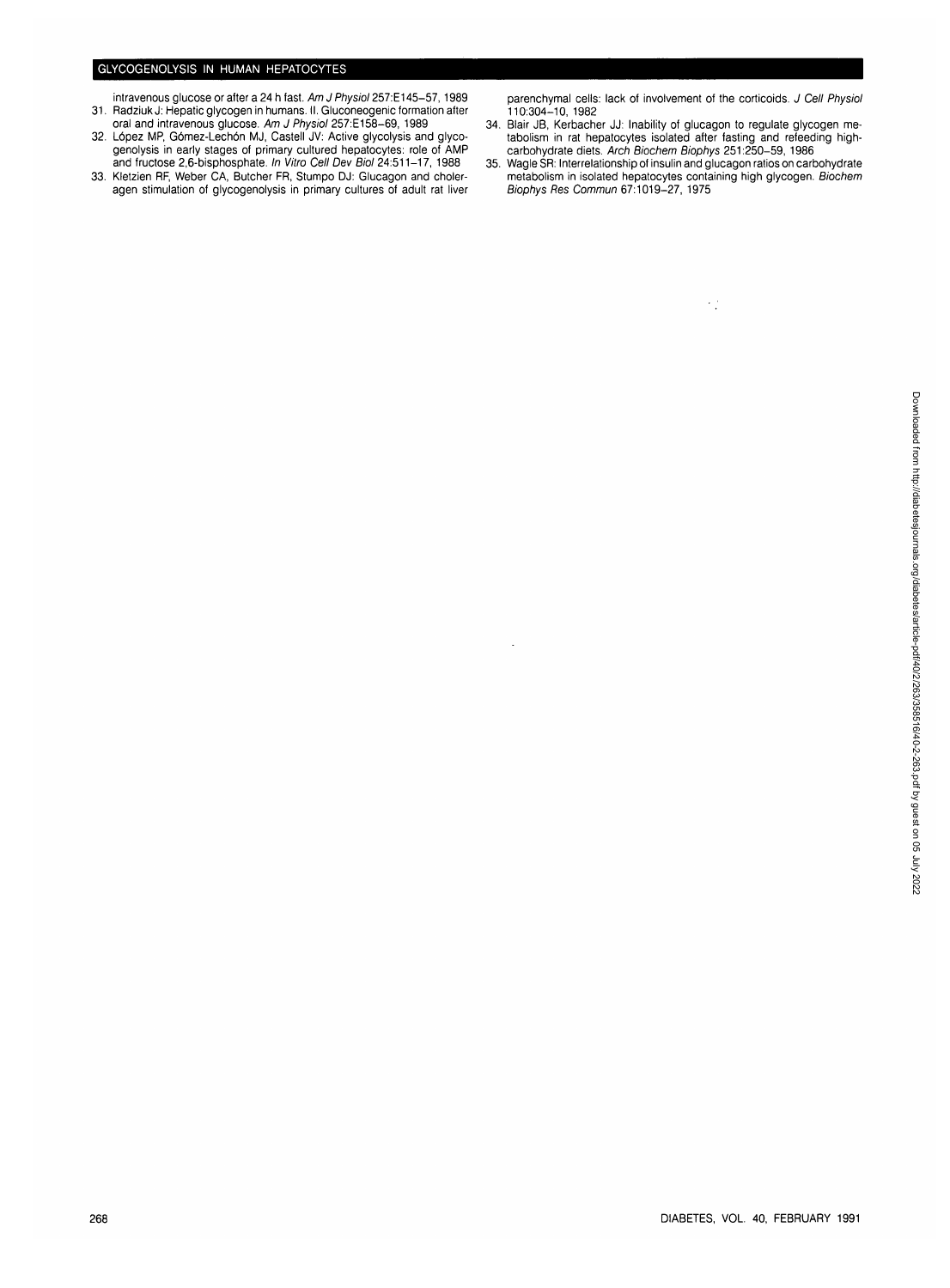intravenous glucose or after a 24 h fast. *Am J Physiol* 257:E145–57, 1989

31. Radziuk J: Hepatic glycogen in humans. II. Gluconeogenic formation after oral and intravenous glucose. *Am J Physiol* 257:E158–69, 1989
32. López MP, Gómez-Lechón MJ, Castell JV: Active glycolysis and glycogenolysis in early stages of primary cultured hepatocytes: role of AMP and fructose 2,6-bisphosphate. *In Vitro Cell Dev Biol* 24:511–17, 1988
33. Kletzien RF, Weber CA, Butcher FR, Stumpo DJ: Glucagon and cholera­gen stimulation of glycogenolysis in primary cultures of adult rat liver parenchymal cells: lack of involvement of the corticoids. *J Cell Physiol* 110:304–10, 1982
34. Blair JB, Kerbacher JJ: Inability of glucagon to regulate glycogen metabolism in rat hepatocytes isolated after fasting and refeeding high-carbohydrate diets. *Arch Biochem Biophys* 251:250–59, 1986
35. Wagle SR: Interrelationship of insulin and glucagon ratios on carbohydrate metabolism in isolated hepatocytes containing high glycogen. *Biochem Biophys Res Commun* 67:1019–27, 1975